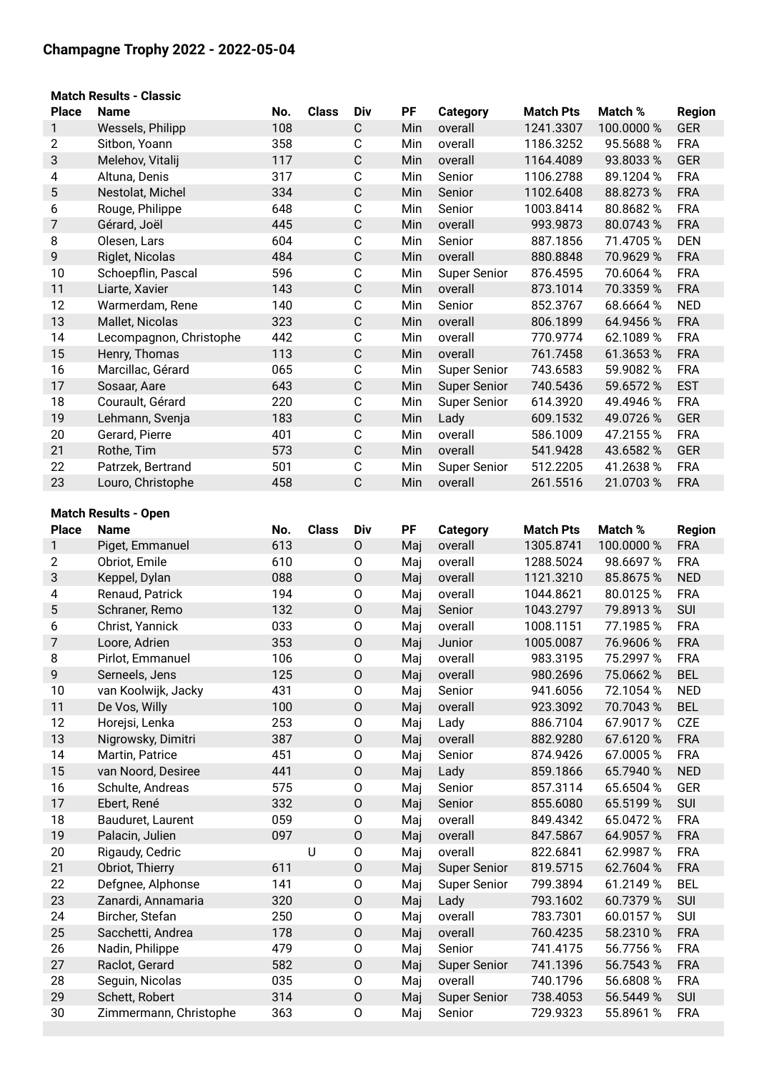## Champagne Trophy 2022 - 2022-05-04

**Match Results - Classic**

| Place | Name | No. | Class | Div | PF | Category | Match Pts | Match % | Region |
|---|---|---|---|---|---|---|---|---|---|
| 1 | Wessels, Philipp | 108 | | C | Min | overall | 1241.3307 | 100.0000 % | GER |
| 2 | Sitbon, Yoann | 358 | | C | Min | overall | 1186.3252 | 95.5688 % | FRA |
| 3 | Melehov, Vitalij | 117 | | C | Min | overall | 1164.4089 | 93.8033 % | GER |
| 4 | Altuna, Denis | 317 | | C | Min | Senior | 1106.2788 | 89.1204 % | FRA |
| 5 | Nestolat, Michel | 334 | | C | Min | Senior | 1102.6408 | 88.8273 % | FRA |
| 6 | Rouge, Philippe | 648 | | C | Min | Senior | 1003.8414 | 80.8682 % | FRA |
| 7 | Gérard, Joël | 445 | | C | Min | overall | 993.9873 | 80.0743 % | FRA |
| 8 | Olesen, Lars | 604 | | C | Min | Senior | 887.1856 | 71.4705 % | DEN |
| 9 | Riglet, Nicolas | 484 | | C | Min | overall | 880.8848 | 70.9629 % | FRA |
| 10 | Schoepflin, Pascal | 596 | | C | Min | Super Senior | 876.4595 | 70.6064 % | FRA |
| 11 | Liarte, Xavier | 143 | | C | Min | overall | 873.1014 | 70.3359 % | FRA |
| 12 | Warmerdam, Rene | 140 | | C | Min | Senior | 852.3767 | 68.6664 % | NED |
| 13 | Mallet, Nicolas | 323 | | C | Min | overall | 806.1899 | 64.9456 % | FRA |
| 14 | Lecompagnon, Christophe | 442 | | C | Min | overall | 770.9774 | 62.1089 % | FRA |
| 15 | Henry, Thomas | 113 | | C | Min | overall | 761.7458 | 61.3653 % | FRA |
| 16 | Marcillac, Gérard | 065 | | C | Min | Super Senior | 743.6583 | 59.9082 % | FRA |
| 17 | Sosaar, Aare | 643 | | C | Min | Super Senior | 740.5436 | 59.6572 % | EST |
| 18 | Courault, Gérard | 220 | | C | Min | Super Senior | 614.3920 | 49.4946 % | FRA |
| 19 | Lehmann, Svenja | 183 | | C | Min | Lady | 609.1532 | 49.0726 % | GER |
| 20 | Gerard, Pierre | 401 | | C | Min | overall | 586.1009 | 47.2155 % | FRA |
| 21 | Rothe, Tim | 573 | | C | Min | overall | 541.9428 | 43.6582 % | GER |
| 22 | Patrzek, Bertrand | 501 | | C | Min | Super Senior | 512.2205 | 41.2638 % | FRA |
| 23 | Louro, Christophe | 458 | | C | Min | overall | 261.5516 | 21.0703 % | FRA |

**Match Results - Open**

| Place | Name | No. | Class | Div | PF | Category | Match Pts | Match % | Region |
|---|---|---|---|---|---|---|---|---|---|
| 1 | Piget, Emmanuel | 613 | | O | Maj | overall | 1305.8741 | 100.0000 % | FRA |
| 2 | Obriot, Emile | 610 | | O | Maj | overall | 1288.5024 | 98.6697 % | FRA |
| 3 | Keppel, Dylan | 088 | | O | Maj | overall | 1121.3210 | 85.8675 % | NED |
| 4 | Renaud, Patrick | 194 | | O | Maj | overall | 1044.8621 | 80.0125 % | FRA |
| 5 | Schraner, Remo | 132 | | O | Maj | Senior | 1043.2797 | 79.8913 % | SUI |
| 6 | Christ, Yannick | 033 | | O | Maj | overall | 1008.1151 | 77.1985 % | FRA |
| 7 | Loore, Adrien | 353 | | O | Maj | Junior | 1005.0087 | 76.9606 % | FRA |
| 8 | Pirlot, Emmanuel | 106 | | O | Maj | overall | 983.3195 | 75.2997 % | FRA |
| 9 | Serneels, Jens | 125 | | O | Maj | overall | 980.2696 | 75.0662 % | BEL |
| 10 | van Koolwijk, Jacky | 431 | | O | Maj | Senior | 941.6056 | 72.1054 % | NED |
| 11 | De Vos, Willy | 100 | | O | Maj | overall | 923.3092 | 70.7043 % | BEL |
| 12 | Horejsi, Lenka | 253 | | O | Maj | Lady | 886.7104 | 67.9017 % | CZE |
| 13 | Nigrowsky, Dimitri | 387 | | O | Maj | overall | 882.9280 | 67.6120 % | FRA |
| 14 | Martin, Patrice | 451 | | O | Maj | Senior | 874.9426 | 67.0005 % | FRA |
| 15 | van Noord, Desiree | 441 | | O | Maj | Lady | 859.1866 | 65.7940 % | NED |
| 16 | Schulte, Andreas | 575 | | O | Maj | Senior | 857.3114 | 65.6504 % | GER |
| 17 | Ebert, René | 332 | | O | Maj | Senior | 855.6080 | 65.5199 % | SUI |
| 18 | Bauduret, Laurent | 059 | | O | Maj | overall | 849.4342 | 65.0472 % | FRA |
| 19 | Palacin, Julien | 097 | | O | Maj | overall | 847.5867 | 64.9057 % | FRA |
| 20 | Rigaudy, Cedric | | U | O | Maj | overall | 822.6841 | 62.9987 % | FRA |
| 21 | Obriot, Thierry | 611 | | O | Maj | Super Senior | 819.5715 | 62.7604 % | FRA |
| 22 | Defgnee, Alphonse | 141 | | O | Maj | Super Senior | 799.3894 | 61.2149 % | BEL |
| 23 | Zanardi, Annamaria | 320 | | O | Maj | Lady | 793.1602 | 60.7379 % | SUI |
| 24 | Bircher, Stefan | 250 | | O | Maj | overall | 783.7301 | 60.0157 % | SUI |
| 25 | Sacchetti, Andrea | 178 | | O | Maj | overall | 760.4235 | 58.2310 % | FRA |
| 26 | Nadin, Philippe | 479 | | O | Maj | Senior | 741.4175 | 56.7756 % | FRA |
| 27 | Raclot, Gerard | 582 | | O | Maj | Super Senior | 741.1396 | 56.7543 % | FRA |
| 28 | Seguin, Nicolas | 035 | | O | Maj | overall | 740.1796 | 56.6808 % | FRA |
| 29 | Schett, Robert | 314 | | O | Maj | Super Senior | 738.4053 | 56.5449 % | SUI |
| 30 | Zimmermann, Christophe | 363 | | O | Maj | Senior | 729.9323 | 55.8961 % | FRA |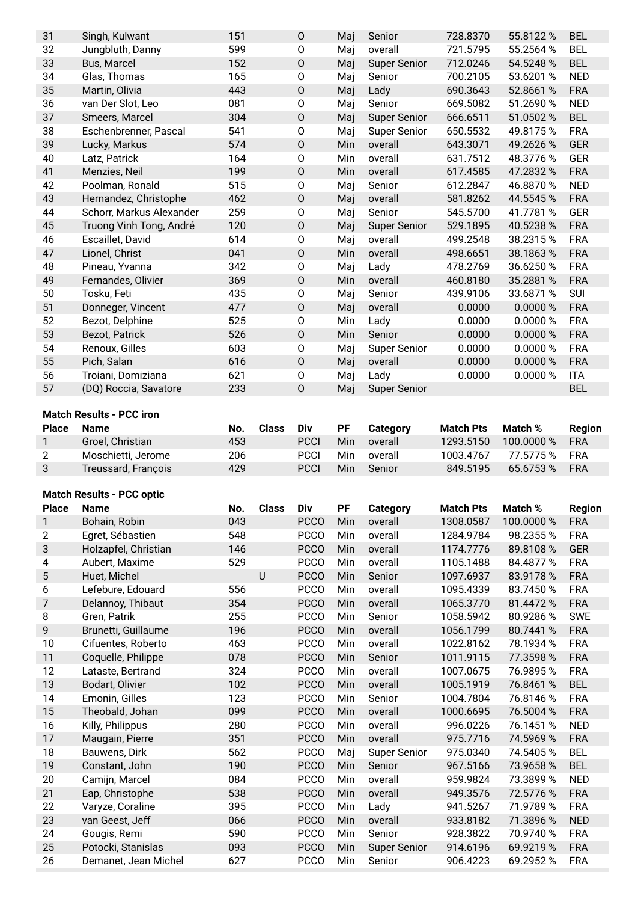| Place | Name | No. | Class | Div | PF | Category | Match Pts | Match % | Region |
|---|---|---|---|---|---|---|---|---|---|
| 31 | Singh, Kulwant | 151 | | O | Maj | Senior | 728.8370 | 55.8122 % | BEL |
| 32 | Jungbluth, Danny | 599 | | O | Maj | overall | 721.5795 | 55.2564 % | BEL |
| 33 | Bus, Marcel | 152 | | O | Maj | Super Senior | 712.0246 | 54.5248 % | BEL |
| 34 | Glas, Thomas | 165 | | O | Maj | Senior | 700.2105 | 53.6201 % | NED |
| 35 | Martin, Olivia | 443 | | O | Maj | Lady | 690.3643 | 52.8661 % | FRA |
| 36 | van Der Slot, Leo | 081 | | O | Maj | Senior | 669.5082 | 51.2690 % | NED |
| 37 | Smeers, Marcel | 304 | | O | Maj | Super Senior | 666.6511 | 51.0502 % | BEL |
| 38 | Eschenbrenner, Pascal | 541 | | O | Maj | Super Senior | 650.5532 | 49.8175 % | FRA |
| 39 | Lucky, Markus | 574 | | O | Min | overall | 643.3071 | 49.2626 % | GER |
| 40 | Latz, Patrick | 164 | | O | Min | overall | 631.7512 | 48.3776 % | GER |
| 41 | Menzies, Neil | 199 | | O | Min | overall | 617.4585 | 47.2832 % | FRA |
| 42 | Poolman, Ronald | 515 | | O | Maj | Senior | 612.2847 | 46.8870 % | NED |
| 43 | Hernandez, Christophe | 462 | | O | Maj | overall | 581.8262 | 44.5545 % | FRA |
| 44 | Schorr, Markus Alexander | 259 | | O | Maj | Senior | 545.5700 | 41.7781 % | GER |
| 45 | Truong Vinh Tong, André | 120 | | O | Maj | Super Senior | 529.1895 | 40.5238 % | FRA |
| 46 | Escaillet, David | 614 | | O | Maj | overall | 499.2548 | 38.2315 % | FRA |
| 47 | Lionel, Christ | 041 | | O | Min | overall | 498.6651 | 38.1863 % | FRA |
| 48 | Pineau, Yvanna | 342 | | O | Maj | Lady | 478.2769 | 36.6250 % | FRA |
| 49 | Fernandes, Olivier | 369 | | O | Min | overall | 460.8180 | 35.2881 % | FRA |
| 50 | Tosku, Feti | 435 | | O | Maj | Senior | 439.9106 | 33.6871 % | SUI |
| 51 | Donneger, Vincent | 477 | | O | Maj | overall | 0.0000 | 0.0000 % | FRA |
| 52 | Bezot, Delphine | 525 | | O | Min | Lady | 0.0000 | 0.0000 % | FRA |
| 53 | Bezot, Patrick | 526 | | O | Min | Senior | 0.0000 | 0.0000 % | FRA |
| 54 | Renoux, Gilles | 603 | | O | Maj | Super Senior | 0.0000 | 0.0000 % | FRA |
| 55 | Pich, Salan | 616 | | O | Maj | overall | 0.0000 | 0.0000 % | FRA |
| 56 | Troiani, Domiziana | 621 | | O | Maj | Lady | 0.0000 | 0.0000 % | ITA |
| 57 | (DQ) Roccia, Savatore | 233 | | O | Maj | Super Senior | | | BEL |

**Match Results - PCC iron**

| Place | Name | No. | Class | Div | PF | Category | Match Pts | Match % | Region |
|---|---|---|---|---|---|---|---|---|---|
| 1 | Groel, Christian | 453 | | PCCI | Min | overall | 1293.5150 | 100.0000 % | FRA |
| 2 | Moschietti, Jerome | 206 | | PCCI | Min | overall | 1003.4767 | 77.5775 % | FRA |
| 3 | Treussard, François | 429 | | PCCI | Min | Senior | 849.5195 | 65.6753 % | FRA |

**Match Results - PCC optic**

| Place | Name | No. | Class | Div | PF | Category | Match Pts | Match % | Region |
|---|---|---|---|---|---|---|---|---|---|
| 1 | Bohain, Robin | 043 | | PCCO | Min | overall | 1308.0587 | 100.0000 % | FRA |
| 2 | Egret, Sébastien | 548 | | PCCO | Min | overall | 1284.9784 | 98.2355 % | FRA |
| 3 | Holzapfel, Christian | 146 | | PCCO | Min | overall | 1174.7776 | 89.8108 % | GER |
| 4 | Aubert, Maxime | 529 | | PCCO | Min | overall | 1105.1488 | 84.4877 % | FRA |
| 5 | Huet, Michel | | U | PCCO | Min | Senior | 1097.6937 | 83.9178 % | FRA |
| 6 | Lefebure, Edouard | 556 | | PCCO | Min | overall | 1095.4339 | 83.7450 % | FRA |
| 7 | Delannoy, Thibaut | 354 | | PCCO | Min | overall | 1065.3770 | 81.4472 % | FRA |
| 8 | Gren, Patrik | 255 | | PCCO | Min | Senior | 1058.5942 | 80.9286 % | SWE |
| 9 | Brunetti, Guillaume | 196 | | PCCO | Min | overall | 1056.1799 | 80.7441 % | FRA |
| 10 | Cifuentes, Roberto | 463 | | PCCO | Min | overall | 1022.8162 | 78.1934 % | FRA |
| 11 | Coquelle, Philippe | 078 | | PCCO | Min | Senior | 1011.9115 | 77.3598 % | FRA |
| 12 | Lataste, Bertrand | 324 | | PCCO | Min | overall | 1007.0675 | 76.9895 % | FRA |
| 13 | Bodart, Olivier | 102 | | PCCO | Min | overall | 1005.1919 | 76.8461 % | BEL |
| 14 | Emonin, Gilles | 123 | | PCCO | Min | Senior | 1004.7804 | 76.8146 % | FRA |
| 15 | Theobald, Johan | 099 | | PCCO | Min | overall | 1000.6695 | 76.5004 % | FRA |
| 16 | Killy, Philippus | 280 | | PCCO | Min | overall | 996.0226 | 76.1451 % | NED |
| 17 | Maugain, Pierre | 351 | | PCCO | Min | overall | 975.7716 | 74.5969 % | FRA |
| 18 | Bauwens, Dirk | 562 | | PCCO | Maj | Super Senior | 975.0340 | 74.5405 % | BEL |
| 19 | Constant, John | 190 | | PCCO | Min | Senior | 967.5166 | 73.9658 % | BEL |
| 20 | Camijn, Marcel | 084 | | PCCO | Min | overall | 959.9824 | 73.3899 % | NED |
| 21 | Eap, Christophe | 538 | | PCCO | Min | overall | 949.3576 | 72.5776 % | FRA |
| 22 | Varyze, Coraline | 395 | | PCCO | Min | Lady | 941.5267 | 71.9789 % | FRA |
| 23 | van Geest, Jeff | 066 | | PCCO | Min | overall | 933.8182 | 71.3896 % | NED |
| 24 | Gougis, Remi | 590 | | PCCO | Min | Senior | 928.3822 | 70.9740 % | FRA |
| 25 | Potocki, Stanislas | 093 | | PCCO | Min | Super Senior | 914.6196 | 69.9219 % | FRA |
| 26 | Demanet, Jean Michel | 627 | | PCCO | Min | Senior | 906.4223 | 69.2952 % | FRA |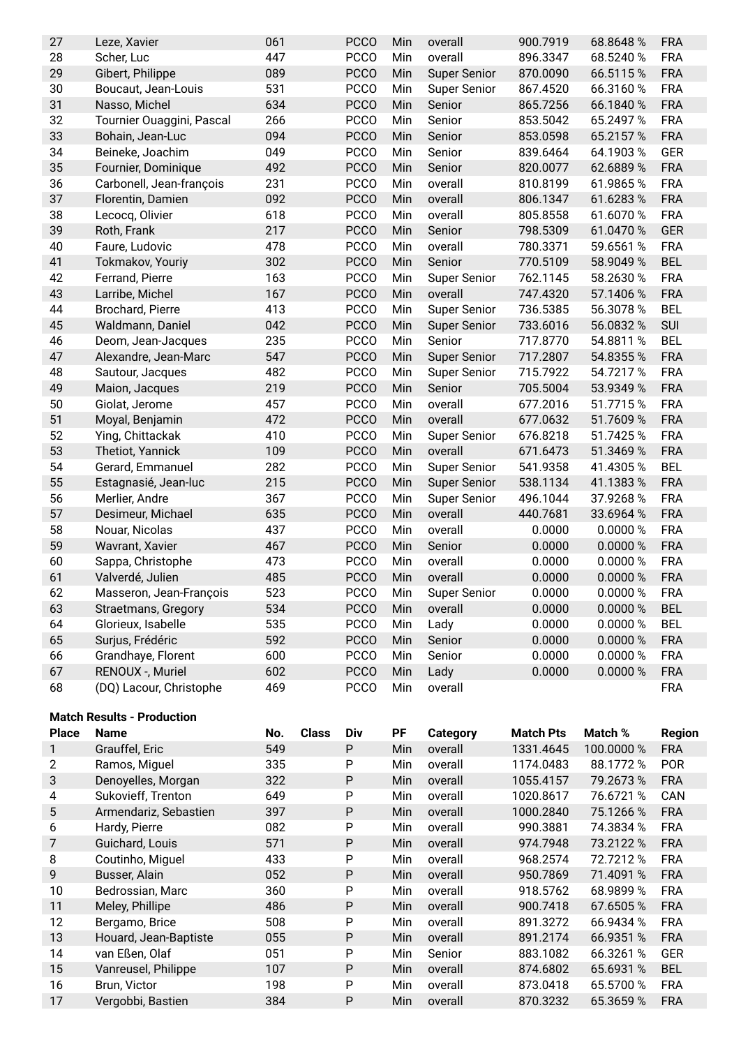| Place | Name | No. | Class | Div | PF | Category | Match Pts | Match % | Region |
|---|---|---|---|---|---|---|---|---|---|
| 27 | Leze, Xavier | 061 | | PCCO | Min | overall | 900.7919 | 68.8648 % | FRA |
| 28 | Scher, Luc | 447 | | PCCO | Min | overall | 896.3347 | 68.5240 % | FRA |
| 29 | Gibert, Philippe | 089 | | PCCO | Min | Super Senior | 870.0090 | 66.5115 % | FRA |
| 30 | Boucaut, Jean-Louis | 531 | | PCCO | Min | Super Senior | 867.4520 | 66.3160 % | FRA |
| 31 | Nasso, Michel | 634 | | PCCO | Min | Senior | 865.7256 | 66.1840 % | FRA |
| 32 | Tournier Ouaggini, Pascal | 266 | | PCCO | Min | Senior | 853.5042 | 65.2497 % | FRA |
| 33 | Bohain, Jean-Luc | 094 | | PCCO | Min | Senior | 853.0598 | 65.2157 % | FRA |
| 34 | Beineke, Joachim | 049 | | PCCO | Min | Senior | 839.6464 | 64.1903 % | GER |
| 35 | Fournier, Dominique | 492 | | PCCO | Min | Senior | 820.0077 | 62.6889 % | FRA |
| 36 | Carbonell, Jean-françois | 231 | | PCCO | Min | overall | 810.8199 | 61.9865 % | FRA |
| 37 | Florentin, Damien | 092 | | PCCO | Min | overall | 806.1347 | 61.6283 % | FRA |
| 38 | Lecocq, Olivier | 618 | | PCCO | Min | overall | 805.8558 | 61.6070 % | FRA |
| 39 | Roth, Frank | 217 | | PCCO | Min | Senior | 798.5309 | 61.0470 % | GER |
| 40 | Faure, Ludovic | 478 | | PCCO | Min | overall | 780.3371 | 59.6561 % | FRA |
| 41 | Tokmakov, Youriy | 302 | | PCCO | Min | Senior | 770.5109 | 58.9049 % | BEL |
| 42 | Ferrand, Pierre | 163 | | PCCO | Min | Super Senior | 762.1145 | 58.2630 % | FRA |
| 43 | Larribe, Michel | 167 | | PCCO | Min | overall | 747.4320 | 57.1406 % | FRA |
| 44 | Brochard, Pierre | 413 | | PCCO | Min | Super Senior | 736.5385 | 56.3078 % | BEL |
| 45 | Waldmann, Daniel | 042 | | PCCO | Min | Super Senior | 733.6016 | 56.0832 % | SUI |
| 46 | Deom, Jean-Jacques | 235 | | PCCO | Min | Senior | 717.8770 | 54.8811 % | BEL |
| 47 | Alexandre, Jean-Marc | 547 | | PCCO | Min | Super Senior | 717.2807 | 54.8355 % | FRA |
| 48 | Sautour, Jacques | 482 | | PCCO | Min | Super Senior | 715.7922 | 54.7217 % | FRA |
| 49 | Maion, Jacques | 219 | | PCCO | Min | Senior | 705.5004 | 53.9349 % | FRA |
| 50 | Giolat, Jerome | 457 | | PCCO | Min | overall | 677.2016 | 51.7715 % | FRA |
| 51 | Moyal, Benjamin | 472 | | PCCO | Min | overall | 677.0632 | 51.7609 % | FRA |
| 52 | Ying, Chittackak | 410 | | PCCO | Min | Super Senior | 676.8218 | 51.7425 % | FRA |
| 53 | Thetiot, Yannick | 109 | | PCCO | Min | overall | 671.6473 | 51.3469 % | FRA |
| 54 | Gerard, Emmanuel | 282 | | PCCO | Min | Super Senior | 541.9358 | 41.4305 % | BEL |
| 55 | Estagnasié, Jean-luc | 215 | | PCCO | Min | Super Senior | 538.1134 | 41.1383 % | FRA |
| 56 | Merlier, Andre | 367 | | PCCO | Min | Super Senior | 496.1044 | 37.9268 % | FRA |
| 57 | Desimeur, Michael | 635 | | PCCO | Min | overall | 440.7681 | 33.6964 % | FRA |
| 58 | Nouar, Nicolas | 437 | | PCCO | Min | overall | 0.0000 | 0.0000 % | FRA |
| 59 | Wavrant, Xavier | 467 | | PCCO | Min | Senior | 0.0000 | 0.0000 % | FRA |
| 60 | Sappa, Christophe | 473 | | PCCO | Min | overall | 0.0000 | 0.0000 % | FRA |
| 61 | Valverdé, Julien | 485 | | PCCO | Min | overall | 0.0000 | 0.0000 % | FRA |
| 62 | Masseron, Jean-François | 523 | | PCCO | Min | Super Senior | 0.0000 | 0.0000 % | FRA |
| 63 | Straetmans, Gregory | 534 | | PCCO | Min | overall | 0.0000 | 0.0000 % | BEL |
| 64 | Glorieux, Isabelle | 535 | | PCCO | Min | Lady | 0.0000 | 0.0000 % | BEL |
| 65 | Surjus, Frédéric | 592 | | PCCO | Min | Senior | 0.0000 | 0.0000 % | FRA |
| 66 | Grandhaye, Florent | 600 | | PCCO | Min | Senior | 0.0000 | 0.0000 % | FRA |
| 67 | RENOUX -, Muriel | 602 | | PCCO | Min | Lady | 0.0000 | 0.0000 % | FRA |
| 68 | (DQ) Lacour, Christophe | 469 | | PCCO | Min | overall | | | FRA |

**Match Results - Production**

| Place | Name | No. | Class | Div | PF | Category | Match Pts | Match % | Region |
|---|---|---|---|---|---|---|---|---|---|
| 1 | Grauffel, Eric | 549 | | P | Min | overall | 1331.4645 | 100.0000 % | FRA |
| 2 | Ramos, Miguel | 335 | | P | Min | overall | 1174.0483 | 88.1772 % | POR |
| 3 | Denoyelles, Morgan | 322 | | P | Min | overall | 1055.4157 | 79.2673 % | FRA |
| 4 | Sukovieff, Trenton | 649 | | P | Min | overall | 1020.8617 | 76.6721 % | CAN |
| 5 | Armendariz, Sebastien | 397 | | P | Min | overall | 1000.2840 | 75.1266 % | FRA |
| 6 | Hardy, Pierre | 082 | | P | Min | overall | 990.3881 | 74.3834 % | FRA |
| 7 | Guichard, Louis | 571 | | P | Min | overall | 974.7948 | 73.2122 % | FRA |
| 8 | Coutinho, Miguel | 433 | | P | Min | overall | 968.2574 | 72.7212 % | FRA |
| 9 | Busser, Alain | 052 | | P | Min | overall | 950.7869 | 71.4091 % | FRA |
| 10 | Bedrossian, Marc | 360 | | P | Min | overall | 918.5762 | 68.9899 % | FRA |
| 11 | Meley, Phillipe | 486 | | P | Min | overall | 900.7418 | 67.6505 % | FRA |
| 12 | Bergamo, Brice | 508 | | P | Min | overall | 891.3272 | 66.9434 % | FRA |
| 13 | Houard, Jean-Baptiste | 055 | | P | Min | overall | 891.2174 | 66.9351 % | FRA |
| 14 | van Eßen, Olaf | 051 | | P | Min | Senior | 883.1082 | 66.3261 % | GER |
| 15 | Vanreusel, Philippe | 107 | | P | Min | overall | 874.6802 | 65.6931 % | BEL |
| 16 | Brun, Victor | 198 | | P | Min | overall | 873.0418 | 65.5700 % | FRA |
| 17 | Vergobbi, Bastien | 384 | | P | Min | overall | 870.3232 | 65.3659 % | FRA |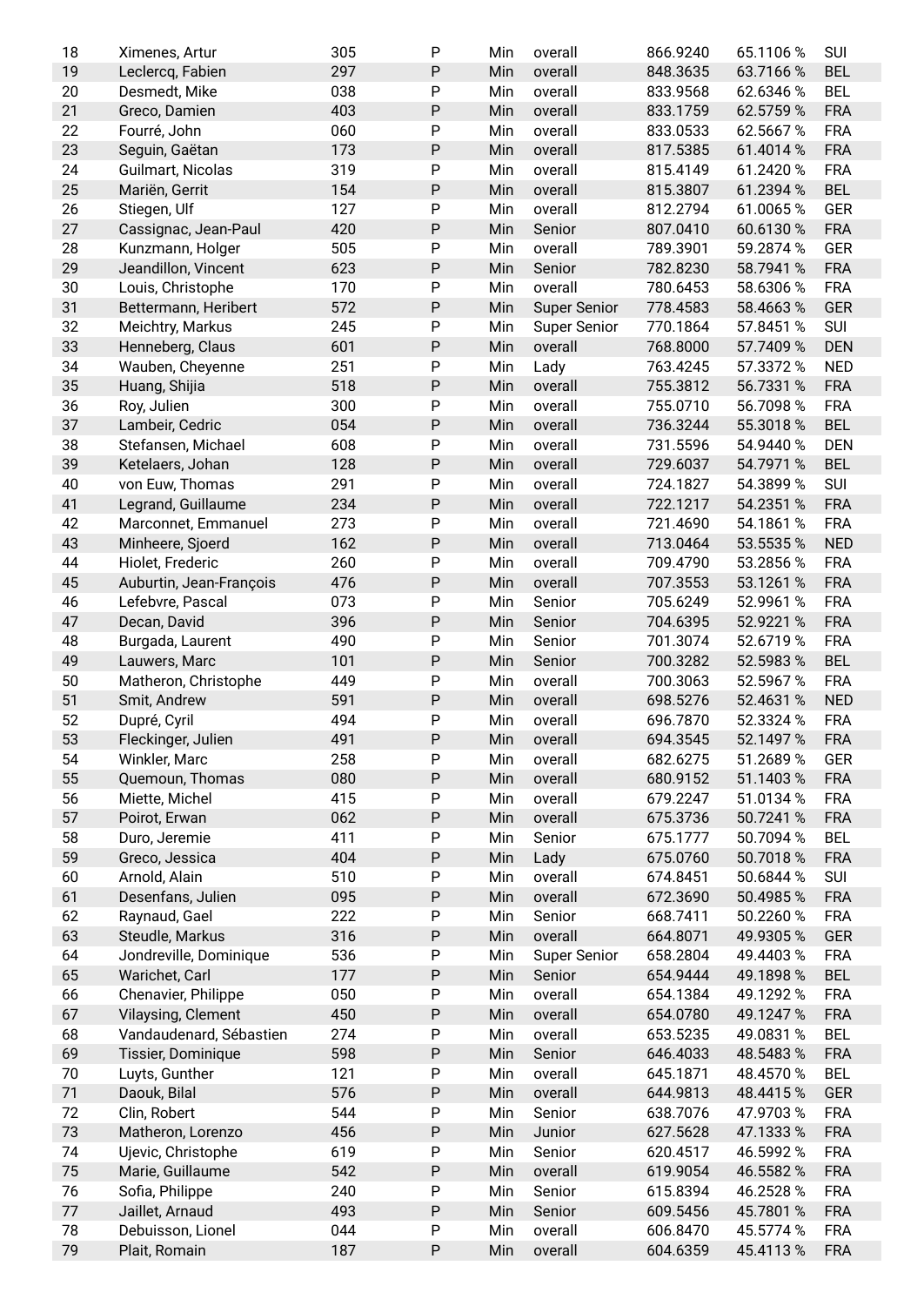| | | | | | | | | |
|---|---|---|---|---|---|---|---|---|
| 18 | Ximenes, Artur | 305 | P | Min | overall | 866.9240 | 65.1106 % | SUI |
| 19 | Leclercq, Fabien | 297 | P | Min | overall | 848.3635 | 63.7166 % | BEL |
| 20 | Desmedt, Mike | 038 | P | Min | overall | 833.9568 | 62.6346 % | BEL |
| 21 | Greco, Damien | 403 | P | Min | overall | 833.1759 | 62.5759 % | FRA |
| 22 | Fourré, John | 060 | P | Min | overall | 833.0533 | 62.5667 % | FRA |
| 23 | Seguin, Gaëtan | 173 | P | Min | overall | 817.5385 | 61.4014 % | FRA |
| 24 | Guilmart, Nicolas | 319 | P | Min | overall | 815.4149 | 61.2420 % | FRA |
| 25 | Mariën, Gerrit | 154 | P | Min | overall | 815.3807 | 61.2394 % | BEL |
| 26 | Stiegen, Ulf | 127 | P | Min | overall | 812.2794 | 61.0065 % | GER |
| 27 | Cassignac, Jean-Paul | 420 | P | Min | Senior | 807.0410 | 60.6130 % | FRA |
| 28 | Kunzmann, Holger | 505 | P | Min | overall | 789.3901 | 59.2874 % | GER |
| 29 | Jeandillon, Vincent | 623 | P | Min | Senior | 782.8230 | 58.7941 % | FRA |
| 30 | Louis, Christophe | 170 | P | Min | overall | 780.6453 | 58.6306 % | FRA |
| 31 | Bettermann, Heribert | 572 | P | Min | Super Senior | 778.4583 | 58.4663 % | GER |
| 32 | Meichtry, Markus | 245 | P | Min | Super Senior | 770.1864 | 57.8451 % | SUI |
| 33 | Henneberg, Claus | 601 | P | Min | overall | 768.8000 | 57.7409 % | DEN |
| 34 | Wauben, Cheyenne | 251 | P | Min | Lady | 763.4245 | 57.3372 % | NED |
| 35 | Huang, Shijia | 518 | P | Min | overall | 755.3812 | 56.7331 % | FRA |
| 36 | Roy, Julien | 300 | P | Min | overall | 755.0710 | 56.7098 % | FRA |
| 37 | Lambeir, Cedric | 054 | P | Min | overall | 736.3244 | 55.3018 % | BEL |
| 38 | Stefansen, Michael | 608 | P | Min | overall | 731.5596 | 54.9440 % | DEN |
| 39 | Ketelaers, Johan | 128 | P | Min | overall | 729.6037 | 54.7971 % | BEL |
| 40 | von Euw, Thomas | 291 | P | Min | overall | 724.1827 | 54.3899 % | SUI |
| 41 | Legrand, Guillaume | 234 | P | Min | overall | 722.1217 | 54.2351 % | FRA |
| 42 | Marconnet, Emmanuel | 273 | P | Min | overall | 721.4690 | 54.1861 % | FRA |
| 43 | Minheere, Sjoerd | 162 | P | Min | overall | 713.0464 | 53.5535 % | NED |
| 44 | Hiolet, Frederic | 260 | P | Min | overall | 709.4790 | 53.2856 % | FRA |
| 45 | Auburtin, Jean-François | 476 | P | Min | overall | 707.3553 | 53.1261 % | FRA |
| 46 | Lefebvre, Pascal | 073 | P | Min | Senior | 705.6249 | 52.9961 % | FRA |
| 47 | Decan, David | 396 | P | Min | Senior | 704.6395 | 52.9221 % | FRA |
| 48 | Burgada, Laurent | 490 | P | Min | Senior | 701.3074 | 52.6719 % | FRA |
| 49 | Lauwers, Marc | 101 | P | Min | Senior | 700.3282 | 52.5983 % | BEL |
| 50 | Matheron, Christophe | 449 | P | Min | overall | 700.3063 | 52.5967 % | FRA |
| 51 | Smit, Andrew | 591 | P | Min | overall | 698.5276 | 52.4631 % | NED |
| 52 | Dupré, Cyril | 494 | P | Min | overall | 696.7870 | 52.3324 % | FRA |
| 53 | Fleckinger, Julien | 491 | P | Min | overall | 694.3545 | 52.1497 % | FRA |
| 54 | Winkler, Marc | 258 | P | Min | overall | 682.6275 | 51.2689 % | GER |
| 55 | Quemoun, Thomas | 080 | P | Min | overall | 680.9152 | 51.1403 % | FRA |
| 56 | Miette, Michel | 415 | P | Min | overall | 679.2247 | 51.0134 % | FRA |
| 57 | Poirot, Erwan | 062 | P | Min | overall | 675.3736 | 50.7241 % | FRA |
| 58 | Duro, Jeremie | 411 | P | Min | Senior | 675.1777 | 50.7094 % | BEL |
| 59 | Greco, Jessica | 404 | P | Min | Lady | 675.0760 | 50.7018 % | FRA |
| 60 | Arnold, Alain | 510 | P | Min | overall | 674.8451 | 50.6844 % | SUI |
| 61 | Desenfans, Julien | 095 | P | Min | overall | 672.3690 | 50.4985 % | FRA |
| 62 | Raynaud, Gael | 222 | P | Min | Senior | 668.7411 | 50.2260 % | FRA |
| 63 | Steudle, Markus | 316 | P | Min | overall | 664.8071 | 49.9305 % | GER |
| 64 | Jondreville, Dominique | 536 | P | Min | Super Senior | 658.2804 | 49.4403 % | FRA |
| 65 | Warichet, Carl | 177 | P | Min | Senior | 654.9444 | 49.1898 % | BEL |
| 66 | Chenavier, Philippe | 050 | P | Min | overall | 654.1384 | 49.1292 % | FRA |
| 67 | Vilaysing, Clement | 450 | P | Min | overall | 654.0780 | 49.1247 % | FRA |
| 68 | Vandaudenard, Sébastien | 274 | P | Min | overall | 653.5235 | 49.0831 % | BEL |
| 69 | Tissier, Dominique | 598 | P | Min | Senior | 646.4033 | 48.5483 % | FRA |
| 70 | Luyts, Gunther | 121 | P | Min | overall | 645.1871 | 48.4570 % | BEL |
| 71 | Daouk, Bilal | 576 | P | Min | overall | 644.9813 | 48.4415 % | GER |
| 72 | Clin, Robert | 544 | P | Min | Senior | 638.7076 | 47.9703 % | FRA |
| 73 | Matheron, Lorenzo | 456 | P | Min | Junior | 627.5628 | 47.1333 % | FRA |
| 74 | Ujevic, Christophe | 619 | P | Min | Senior | 620.4517 | 46.5992 % | FRA |
| 75 | Marie, Guillaume | 542 | P | Min | overall | 619.9054 | 46.5582 % | FRA |
| 76 | Sofia, Philippe | 240 | P | Min | Senior | 615.8394 | 46.2528 % | FRA |
| 77 | Jaillet, Arnaud | 493 | P | Min | Senior | 609.5456 | 45.7801 % | FRA |
| 78 | Debuisson, Lionel | 044 | P | Min | overall | 606.8470 | 45.5774 % | FRA |
| 79 | Plait, Romain | 187 | P | Min | overall | 604.6359 | 45.4113 % | FRA |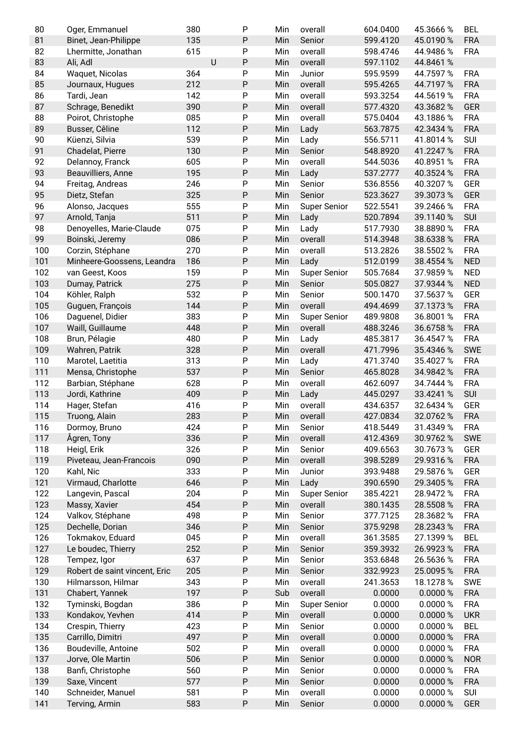| 80 | Oger, Emmanuel | 380 | | P | Min | overall | 604.0400 | 45.3666 % | BEL |
|---|---|---|---|---|---|---|---|---|---|
| 81 | Binet, Jean-Philippe | 135 | | P | Min | Senior | 599.4120 | 45.0190 % | FRA |
| 82 | Lhermitte, Jonathan | 615 | | P | Min | overall | 598.4746 | 44.9486 % | FRA |
| 83 | Ali, Adl | | U | P | Min | overall | 597.1102 | 44.8461 % | |
| 84 | Waquet, Nicolas | 364 | | P | Min | Junior | 595.9599 | 44.7597 % | FRA |
| 85 | Journaux, Hugues | 212 | | P | Min | overall | 595.4265 | 44.7197 % | FRA |
| 86 | Tardi, Jean | 142 | | P | Min | overall | 593.3254 | 44.5619 % | FRA |
| 87 | Schrage, Benedikt | 390 | | P | Min | overall | 577.4320 | 43.3682 % | GER |
| 88 | Poirot, Christophe | 085 | | P | Min | overall | 575.0404 | 43.1886 % | FRA |
| 89 | Busser, Cêline | 112 | | P | Min | Lady | 563.7875 | 42.3434 % | FRA |
| 90 | Küenzi, Silvia | 539 | | P | Min | Lady | 556.5711 | 41.8014 % | SUI |
| 91 | Chadelat, Pierre | 130 | | P | Min | Senior | 548.8920 | 41.2247 % | FRA |
| 92 | Delannoy, Franck | 605 | | P | Min | overall | 544.5036 | 40.8951 % | FRA |
| 93 | Beauvilliers, Anne | 195 | | P | Min | Lady | 537.2777 | 40.3524 % | FRA |
| 94 | Freitag, Andreas | 246 | | P | Min | Senior | 536.8556 | 40.3207 % | GER |
| 95 | Dietz, Stefan | 325 | | P | Min | Senior | 523.3627 | 39.3073 % | GER |
| 96 | Alonso, Jacques | 555 | | P | Min | Super Senior | 522.5541 | 39.2466 % | FRA |
| 97 | Arnold, Tanja | 511 | | P | Min | Lady | 520.7894 | 39.1140 % | SUI |
| 98 | Denoyelles, Marie-Claude | 075 | | P | Min | Lady | 517.7930 | 38.8890 % | FRA |
| 99 | Boinski, Jeremy | 086 | | P | Min | overall | 514.3948 | 38.6338 % | FRA |
| 100 | Corzin, Stéphane | 270 | | P | Min | overall | 513.2826 | 38.5502 % | FRA |
| 101 | Minheere-Goossens, Leandra | 186 | | P | Min | Lady | 512.0199 | 38.4554 % | NED |
| 102 | van Geest, Koos | 159 | | P | Min | Super Senior | 505.7684 | 37.9859 % | NED |
| 103 | Dumay, Patrick | 275 | | P | Min | Senior | 505.0827 | 37.9344 % | NED |
| 104 | Köhler, Ralph | 532 | | P | Min | Senior | 500.1470 | 37.5637 % | GER |
| 105 | Guguen, François | 144 | | P | Min | overall | 494.4699 | 37.1373 % | FRA |
| 106 | Daguenel, Didier | 383 | | P | Min | Super Senior | 489.9808 | 36.8001 % | FRA |
| 107 | Waill, Guillaume | 448 | | P | Min | overall | 488.3246 | 36.6758 % | FRA |
| 108 | Brun, Pélagie | 480 | | P | Min | Lady | 485.3817 | 36.4547 % | FRA |
| 109 | Wahren, Patrik | 328 | | P | Min | overall | 471.7996 | 35.4346 % | SWE |
| 110 | Marotel, Laetitia | 313 | | P | Min | Lady | 471.3740 | 35.4027 % | FRA |
| 111 | Mensa, Christophe | 537 | | P | Min | Senior | 465.8028 | 34.9842 % | FRA |
| 112 | Barbian, Stéphane | 628 | | P | Min | overall | 462.6097 | 34.7444 % | FRA |
| 113 | Jordi, Kathrine | 409 | | P | Min | Lady | 445.0297 | 33.4241 % | SUI |
| 114 | Hager, Stefan | 416 | | P | Min | overall | 434.6357 | 32.6434 % | GER |
| 115 | Truong, Alain | 283 | | P | Min | overall | 427.0834 | 32.0762 % | FRA |
| 116 | Dormoy, Bruno | 424 | | P | Min | Senior | 418.5449 | 31.4349 % | FRA |
| 117 | Ågren, Tony | 336 | | P | Min | overall | 412.4369 | 30.9762 % | SWE |
| 118 | Heigl, Erik | 326 | | P | Min | Senior | 409.6563 | 30.7673 % | GER |
| 119 | Piveteau, Jean-Francois | 090 | | P | Min | overall | 398.5289 | 29.9316 % | FRA |
| 120 | Kahl, Nic | 333 | | P | Min | Junior | 393.9488 | 29.5876 % | GER |
| 121 | Virmaud, Charlotte | 646 | | P | Min | Lady | 390.6590 | 29.3405 % | FRA |
| 122 | Langevin, Pascal | 204 | | P | Min | Super Senior | 385.4221 | 28.9472 % | FRA |
| 123 | Massy, Xavier | 454 | | P | Min | overall | 380.1435 | 28.5508 % | FRA |
| 124 | Valkov, Stéphane | 498 | | P | Min | Senior | 377.7125 | 28.3682 % | FRA |
| 125 | Dechelle, Dorian | 346 | | P | Min | Senior | 375.9298 | 28.2343 % | FRA |
| 126 | Tokmakov, Eduard | 045 | | P | Min | overall | 361.3585 | 27.1399 % | BEL |
| 127 | Le boudec, Thierry | 252 | | P | Min | Senior | 359.3932 | 26.9923 % | FRA |
| 128 | Tempez, Igor | 637 | | P | Min | Senior | 353.6848 | 26.5636 % | FRA |
| 129 | Robert de saint vincent, Eric | 205 | | P | Min | Senior | 332.9923 | 25.0095 % | FRA |
| 130 | Hilmarsson, Hilmar | 343 | | P | Min | overall | 241.3653 | 18.1278 % | SWE |
| 131 | Chabert, Yannek | 197 | | P | Sub | overall | 0.0000 | 0.0000 % | FRA |
| 132 | Tyminski, Bogdan | 386 | | P | Min | Super Senior | 0.0000 | 0.0000 % | FRA |
| 133 | Kondakov, Yevhen | 414 | | P | Min | overall | 0.0000 | 0.0000 % | UKR |
| 134 | Crespin, Thierry | 423 | | P | Min | Senior | 0.0000 | 0.0000 % | BEL |
| 135 | Carrillo, Dimitri | 497 | | P | Min | overall | 0.0000 | 0.0000 % | FRA |
| 136 | Boudeville, Antoine | 502 | | P | Min | overall | 0.0000 | 0.0000 % | FRA |
| 137 | Jorve, Ole Martin | 506 | | P | Min | Senior | 0.0000 | 0.0000 % | NOR |
| 138 | Banfi, Christophe | 560 | | P | Min | Senior | 0.0000 | 0.0000 % | FRA |
| 139 | Saxe, Vincent | 577 | | P | Min | Senior | 0.0000 | 0.0000 % | FRA |
| 140 | Schneider, Manuel | 581 | | P | Min | overall | 0.0000 | 0.0000 % | SUI |
| 141 | Terving, Armin | 583 | | P | Min | Senior | 0.0000 | 0.0000 % | GER |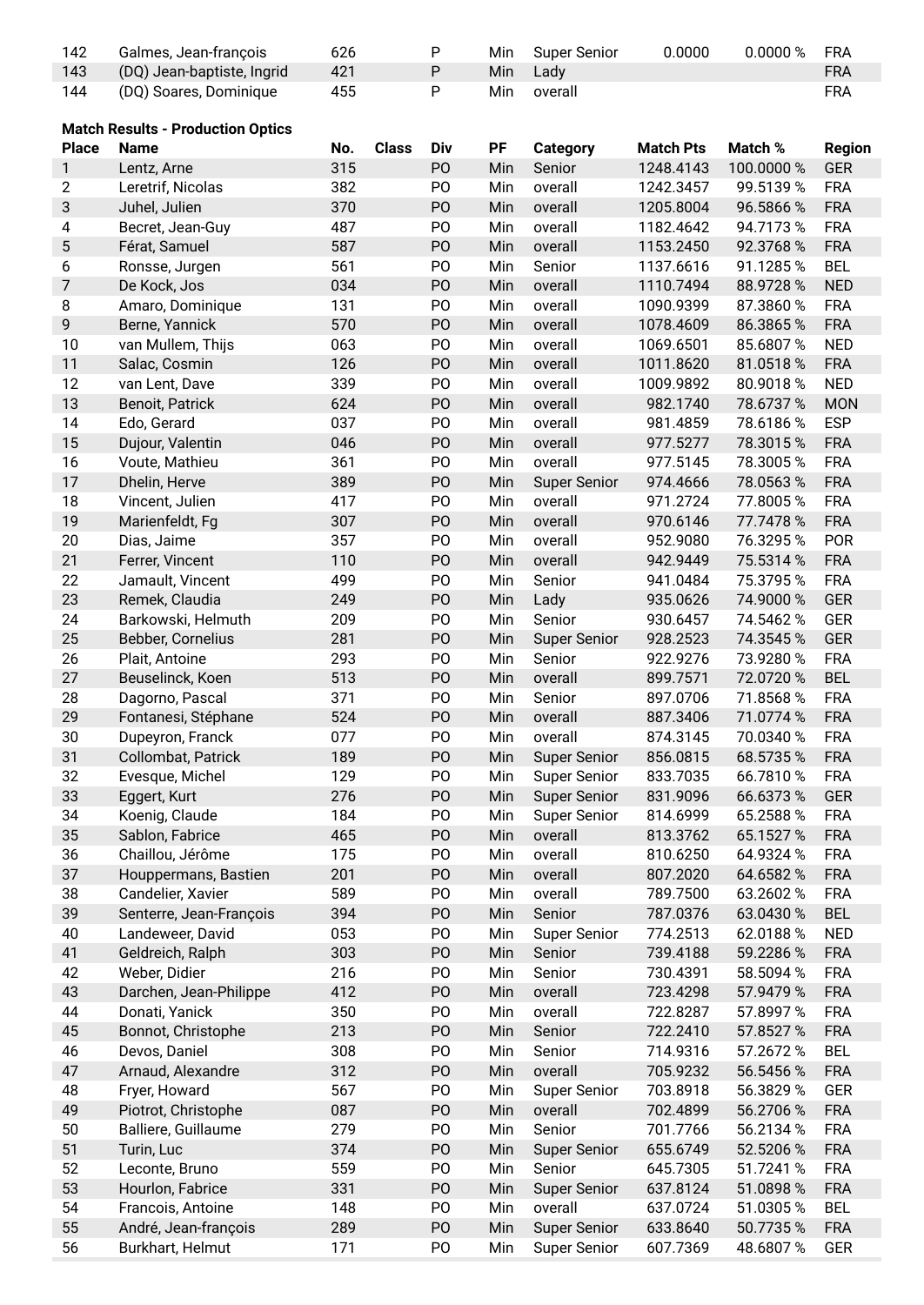| 142 | Galmes, Jean-françois | 626 | | P | Min | Super Senior | 0.0000 | 0.0000 % | FRA |
|---|---|---|---|---|---|---|---|---|---|
| 143 | (DQ) Jean-baptiste, Ingrid | 421 | | P | Min | Lady | | | FRA |
| 144 | (DQ) Soares, Dominique | 455 | | P | Min | overall | | | FRA |

**Match Results - Production Optics**

| Place | Name | No. | Class | Div | PF | Category | Match Pts | Match % | Region |
|---|---|---|---|---|---|---|---|---|---|
| 1 | Lentz, Arne | 315 | | PO | Min | Senior | 1248.4143 | 100.0000 % | GER |
| 2 | Leretrif, Nicolas | 382 | | PO | Min | overall | 1242.3457 | 99.5139 % | FRA |
| 3 | Juhel, Julien | 370 | | PO | Min | overall | 1205.8004 | 96.5866 % | FRA |
| 4 | Becret, Jean-Guy | 487 | | PO | Min | overall | 1182.4642 | 94.7173 % | FRA |
| 5 | Férat, Samuel | 587 | | PO | Min | overall | 1153.2450 | 92.3768 % | FRA |
| 6 | Ronsse, Jurgen | 561 | | PO | Min | Senior | 1137.6616 | 91.1285 % | BEL |
| 7 | De Kock, Jos | 034 | | PO | Min | overall | 1110.7494 | 88.9728 % | NED |
| 8 | Amaro, Dominique | 131 | | PO | Min | overall | 1090.9399 | 87.3860 % | FRA |
| 9 | Berne, Yannick | 570 | | PO | Min | overall | 1078.4609 | 86.3865 % | FRA |
| 10 | van Mullem, Thijs | 063 | | PO | Min | overall | 1069.6501 | 85.6807 % | NED |
| 11 | Salac, Cosmin | 126 | | PO | Min | overall | 1011.8620 | 81.0518 % | FRA |
| 12 | van Lent, Dave | 339 | | PO | Min | overall | 1009.9892 | 80.9018 % | NED |
| 13 | Benoit, Patrick | 624 | | PO | Min | overall | 982.1740 | 78.6737 % | MON |
| 14 | Edo, Gerard | 037 | | PO | Min | overall | 981.4859 | 78.6186 % | ESP |
| 15 | Dujour, Valentin | 046 | | PO | Min | overall | 977.5277 | 78.3015 % | FRA |
| 16 | Voute, Mathieu | 361 | | PO | Min | overall | 977.5145 | 78.3005 % | FRA |
| 17 | Dhelin, Herve | 389 | | PO | Min | Super Senior | 974.4666 | 78.0563 % | FRA |
| 18 | Vincent, Julien | 417 | | PO | Min | overall | 971.2724 | 77.8005 % | FRA |
| 19 | Marienfeldt, Fg | 307 | | PO | Min | overall | 970.6146 | 77.7478 % | FRA |
| 20 | Dias, Jaime | 357 | | PO | Min | overall | 952.9080 | 76.3295 % | POR |
| 21 | Ferrer, Vincent | 110 | | PO | Min | overall | 942.9449 | 75.5314 % | FRA |
| 22 | Jamault, Vincent | 499 | | PO | Min | Senior | 941.0484 | 75.3795 % | FRA |
| 23 | Remek, Claudia | 249 | | PO | Min | Lady | 935.0626 | 74.9000 % | GER |
| 24 | Barkowski, Helmuth | 209 | | PO | Min | Senior | 930.6457 | 74.5462 % | GER |
| 25 | Bebber, Cornelius | 281 | | PO | Min | Super Senior | 928.2523 | 74.3545 % | GER |
| 26 | Plait, Antoine | 293 | | PO | Min | Senior | 922.9276 | 73.9280 % | FRA |
| 27 | Beuselinck, Koen | 513 | | PO | Min | overall | 899.7571 | 72.0720 % | BEL |
| 28 | Dagorno, Pascal | 371 | | PO | Min | Senior | 897.0706 | 71.8568 % | FRA |
| 29 | Fontanesi, Stéphane | 524 | | PO | Min | overall | 887.3406 | 71.0774 % | FRA |
| 30 | Dupeyron, Franck | 077 | | PO | Min | overall | 874.3145 | 70.0340 % | FRA |
| 31 | Collombat, Patrick | 189 | | PO | Min | Super Senior | 856.0815 | 68.5735 % | FRA |
| 32 | Evesque, Michel | 129 | | PO | Min | Super Senior | 833.7035 | 66.7810 % | FRA |
| 33 | Eggert, Kurt | 276 | | PO | Min | Super Senior | 831.9096 | 66.6373 % | GER |
| 34 | Koenig, Claude | 184 | | PO | Min | Super Senior | 814.6999 | 65.2588 % | FRA |
| 35 | Sablon, Fabrice | 465 | | PO | Min | overall | 813.3762 | 65.1527 % | FRA |
| 36 | Chaillou, Jérôme | 175 | | PO | Min | overall | 810.6250 | 64.9324 % | FRA |
| 37 | Houppermans, Bastien | 201 | | PO | Min | overall | 807.2020 | 64.6582 % | FRA |
| 38 | Candelier, Xavier | 589 | | PO | Min | overall | 789.7500 | 63.2602 % | FRA |
| 39 | Senterre, Jean-François | 394 | | PO | Min | Senior | 787.0376 | 63.0430 % | BEL |
| 40 | Landeweer, David | 053 | | PO | Min | Super Senior | 774.2513 | 62.0188 % | NED |
| 41 | Geldreich, Ralph | 303 | | PO | Min | Senior | 739.4188 | 59.2286 % | FRA |
| 42 | Weber, Didier | 216 | | PO | Min | Senior | 730.4391 | 58.5094 % | FRA |
| 43 | Darchen, Jean-Philippe | 412 | | PO | Min | overall | 723.4298 | 57.9479 % | FRA |
| 44 | Donati, Yanick | 350 | | PO | Min | overall | 722.8287 | 57.8997 % | FRA |
| 45 | Bonnot, Christophe | 213 | | PO | Min | Senior | 722.2410 | 57.8527 % | FRA |
| 46 | Devos, Daniel | 308 | | PO | Min | Senior | 714.9316 | 57.2672 % | BEL |
| 47 | Arnaud, Alexandre | 312 | | PO | Min | overall | 705.9232 | 56.5456 % | FRA |
| 48 | Fryer, Howard | 567 | | PO | Min | Super Senior | 703.8918 | 56.3829 % | GER |
| 49 | Piotrot, Christophe | 087 | | PO | Min | overall | 702.4899 | 56.2706 % | FRA |
| 50 | Balliere, Guillaume | 279 | | PO | Min | Senior | 701.7766 | 56.2134 % | FRA |
| 51 | Turin, Luc | 374 | | PO | Min | Super Senior | 655.6749 | 52.5206 % | FRA |
| 52 | Leconte, Bruno | 559 | | PO | Min | Senior | 645.7305 | 51.7241 % | FRA |
| 53 | Hourlon, Fabrice | 331 | | PO | Min | Super Senior | 637.8124 | 51.0898 % | FRA |
| 54 | Francois, Antoine | 148 | | PO | Min | overall | 637.0724 | 51.0305 % | BEL |
| 55 | André, Jean-françois | 289 | | PO | Min | Super Senior | 633.8640 | 50.7735 % | FRA |
| 56 | Burkhart, Helmut | 171 | | PO | Min | Super Senior | 607.7369 | 48.6807 % | GER |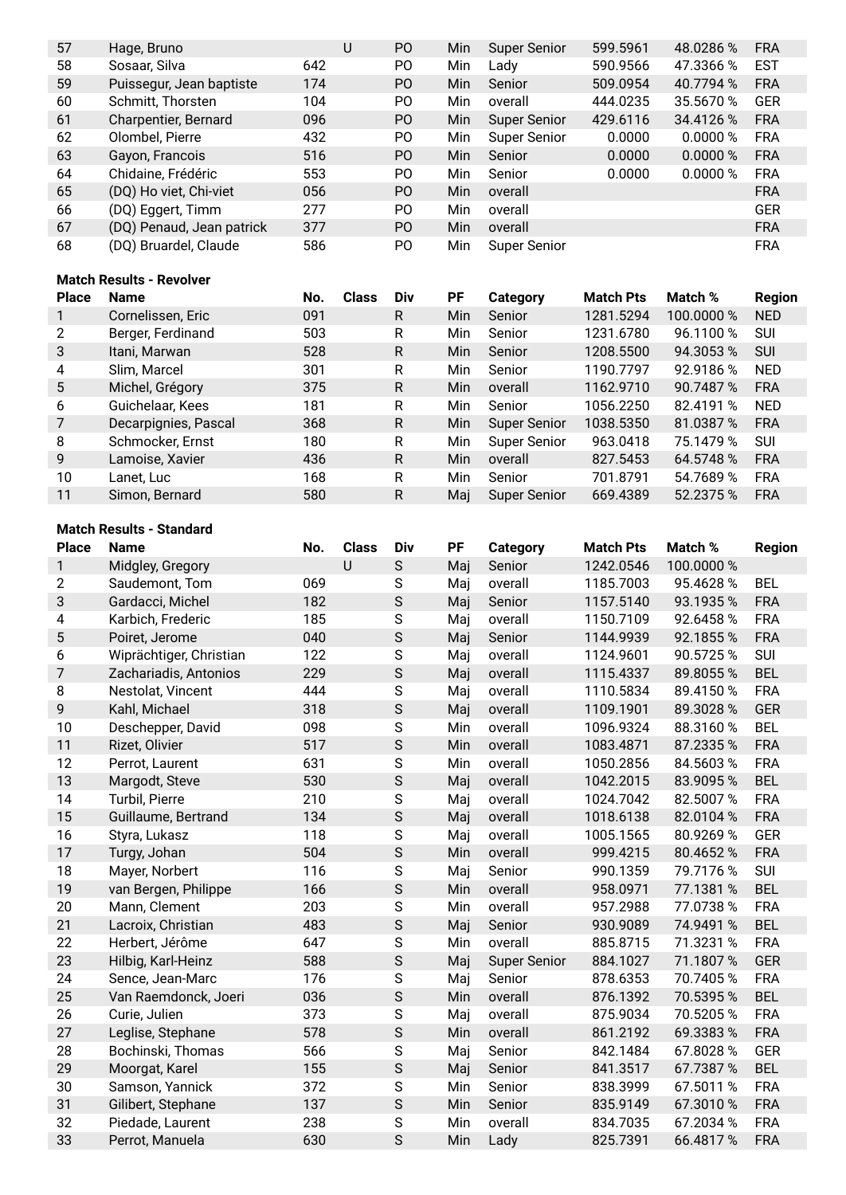| Place | Name | No. | Class | Div | PF | Category | Match Pts | Match % | Region |
|---|---|---|---|---|---|---|---|---|---|
| 57 | Hage, Bruno | | U | PO | Min | Super Senior | 599.5961 | 48.0286 % | FRA |
| 58 | Sosaar, Silva | 642 | | PO | Min | Lady | 590.9566 | 47.3366 % | EST |
| 59 | Puissegur, Jean baptiste | 174 | | PO | Min | Senior | 509.0954 | 40.7794 % | FRA |
| 60 | Schmitt, Thorsten | 104 | | PO | Min | overall | 444.0235 | 35.5670 % | GER |
| 61 | Charpentier, Bernard | 096 | | PO | Min | Super Senior | 429.6116 | 34.4126 % | FRA |
| 62 | Olombel, Pierre | 432 | | PO | Min | Super Senior | 0.0000 | 0.0000 % | FRA |
| 63 | Gayon, Francois | 516 | | PO | Min | Senior | 0.0000 | 0.0000 % | FRA |
| 64 | Chidaine, Frédéric | 553 | | PO | Min | Senior | 0.0000 | 0.0000 % | FRA |
| 65 | (DQ) Ho viet, Chi-viet | 056 | | PO | Min | overall | | | FRA |
| 66 | (DQ) Eggert, Timm | 277 | | PO | Min | overall | | | GER |
| 67 | (DQ) Penaud, Jean patrick | 377 | | PO | Min | overall | | | FRA |
| 68 | (DQ) Bruardel, Claude | 586 | | PO | Min | Super Senior | | | FRA |

**Match Results - Revolver**

| Place | Name | No. | Class | Div | PF | Category | Match Pts | Match % | Region |
|---|---|---|---|---|---|---|---|---|---|
| 1 | Cornelissen, Eric | 091 | | R | Min | Senior | 1281.5294 | 100.0000 % | NED |
| 2 | Berger, Ferdinand | 503 | | R | Min | Senior | 1231.6780 | 96.1100 % | SUI |
| 3 | Itani, Marwan | 528 | | R | Min | Senior | 1208.5500 | 94.3053 % | SUI |
| 4 | Slim, Marcel | 301 | | R | Min | Senior | 1190.7797 | 92.9186 % | NED |
| 5 | Michel, Grégory | 375 | | R | Min | overall | 1162.9710 | 90.7487 % | FRA |
| 6 | Guichelaar, Kees | 181 | | R | Min | Senior | 1056.2250 | 82.4191 % | NED |
| 7 | Decarpignies, Pascal | 368 | | R | Min | Super Senior | 1038.5350 | 81.0387 % | FRA |
| 8 | Schmocker, Ernst | 180 | | R | Min | Super Senior | 963.0418 | 75.1479 % | SUI |
| 9 | Lamoise, Xavier | 436 | | R | Min | overall | 827.5453 | 64.5748 % | FRA |
| 10 | Lanet, Luc | 168 | | R | Min | Senior | 701.8791 | 54.7689 % | FRA |
| 11 | Simon, Bernard | 580 | | R | Maj | Super Senior | 669.4389 | 52.2375 % | FRA |

**Match Results - Standard**

| Place | Name | No. | Class | Div | PF | Category | Match Pts | Match % | Region |
|---|---|---|---|---|---|---|---|---|---|
| 1 | Midgley, Gregory | | U | S | Maj | Senior | 1242.0546 | 100.0000 % | |
| 2 | Saudemont, Tom | 069 | | S | Maj | overall | 1185.7003 | 95.4628 % | BEL |
| 3 | Gardacci, Michel | 182 | | S | Maj | Senior | 1157.5140 | 93.1935 % | FRA |
| 4 | Karbich, Frederic | 185 | | S | Maj | overall | 1150.7109 | 92.6458 % | FRA |
| 5 | Poiret, Jerome | 040 | | S | Maj | Senior | 1144.9939 | 92.1855 % | FRA |
| 6 | Wiprächtiger, Christian | 122 | | S | Maj | overall | 1124.9601 | 90.5725 % | SUI |
| 7 | Zachariadis, Antonios | 229 | | S | Maj | overall | 1115.4337 | 89.8055 % | BEL |
| 8 | Nestolat, Vincent | 444 | | S | Maj | overall | 1110.5834 | 89.4150 % | FRA |
| 9 | Kahl, Michael | 318 | | S | Maj | overall | 1109.1901 | 89.3028 % | GER |
| 10 | Deschepper, David | 098 | | S | Min | overall | 1096.9324 | 88.3160 % | BEL |
| 11 | Rizet, Olivier | 517 | | S | Min | overall | 1083.4871 | 87.2335 % | FRA |
| 12 | Perrot, Laurent | 631 | | S | Min | overall | 1050.2856 | 84.5603 % | FRA |
| 13 | Margodt, Steve | 530 | | S | Maj | overall | 1042.2015 | 83.9095 % | BEL |
| 14 | Turbil, Pierre | 210 | | S | Maj | overall | 1024.7042 | 82.5007 % | FRA |
| 15 | Guillaume, Bertrand | 134 | | S | Maj | overall | 1018.6138 | 82.0104 % | FRA |
| 16 | Styra, Lukasz | 118 | | S | Maj | overall | 1005.1565 | 80.9269 % | GER |
| 17 | Turgy, Johan | 504 | | S | Min | overall | 999.4215 | 80.4652 % | FRA |
| 18 | Mayer, Norbert | 116 | | S | Maj | Senior | 990.1359 | 79.7176 % | SUI |
| 19 | van Bergen, Philippe | 166 | | S | Min | overall | 958.0971 | 77.1381 % | BEL |
| 20 | Mann, Clement | 203 | | S | Min | overall | 957.2988 | 77.0738 % | FRA |
| 21 | Lacroix, Christian | 483 | | S | Maj | Senior | 930.9089 | 74.9491 % | BEL |
| 22 | Herbert, Jérôme | 647 | | S | Min | overall | 885.8715 | 71.3231 % | FRA |
| 23 | Hilbig, Karl-Heinz | 588 | | S | Maj | Super Senior | 884.1027 | 71.1807 % | GER |
| 24 | Sence, Jean-Marc | 176 | | S | Maj | Senior | 878.6353 | 70.7405 % | FRA |
| 25 | Van Raemdonck, Joeri | 036 | | S | Min | overall | 876.1392 | 70.5395 % | BEL |
| 26 | Curie, Julien | 373 | | S | Maj | overall | 875.9034 | 70.5205 % | FRA |
| 27 | Leglise, Stephane | 578 | | S | Min | overall | 861.2192 | 69.3383 % | FRA |
| 28 | Bochinski, Thomas | 566 | | S | Maj | Senior | 842.1484 | 67.8028 % | GER |
| 29 | Moorgat, Karel | 155 | | S | Maj | Senior | 841.3517 | 67.7387 % | BEL |
| 30 | Samson, Yannick | 372 | | S | Min | Senior | 838.3999 | 67.5011 % | FRA |
| 31 | Gilibert, Stephane | 137 | | S | Min | Senior | 835.9149 | 67.3010 % | FRA |
| 32 | Piedade, Laurent | 238 | | S | Min | overall | 834.7035 | 67.2034 % | FRA |
| 33 | Perrot, Manuela | 630 | | S | Min | Lady | 825.7391 | 66.4817 % | FRA |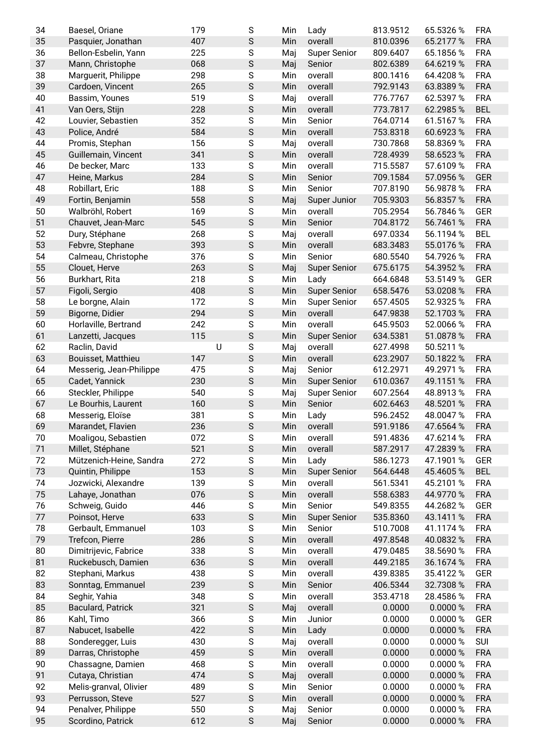| | | | | | | | | | |
|---|---|---|---|---|---|---|---|---|---|
| 34 | Baesel, Oriane | 179 | | S | Min | Lady | 813.9512 | 65.5326 % | FRA |
| 35 | Pasquier, Jonathan | 407 | | S | Min | overall | 810.0396 | 65.2177 % | FRA |
| 36 | Bellon-Esbelin, Yann | 225 | | S | Maj | Super Senior | 809.6407 | 65.1856 % | FRA |
| 37 | Mann, Christophe | 068 | | S | Maj | Senior | 802.6389 | 64.6219 % | FRA |
| 38 | Marguerit, Philippe | 298 | | S | Min | overall | 800.1416 | 64.4208 % | FRA |
| 39 | Cardoen, Vincent | 265 | | S | Min | overall | 792.9143 | 63.8389 % | FRA |
| 40 | Bassim, Younes | 519 | | S | Maj | overall | 776.7767 | 62.5397 % | FRA |
| 41 | Van Oers, Stijn | 228 | | S | Min | overall | 773.7817 | 62.2985 % | BEL |
| 42 | Louvier, Sebastien | 352 | | S | Min | Senior | 764.0714 | 61.5167 % | FRA |
| 43 | Police, André | 584 | | S | Min | overall | 753.8318 | 60.6923 % | FRA |
| 44 | Promis, Stephan | 156 | | S | Maj | overall | 730.7868 | 58.8369 % | FRA |
| 45 | Guillemain, Vincent | 341 | | S | Min | overall | 728.4939 | 58.6523 % | FRA |
| 46 | De becker, Marc | 133 | | S | Min | overall | 715.5587 | 57.6109 % | FRA |
| 47 | Heine, Markus | 284 | | S | Min | Senior | 709.1584 | 57.0956 % | GER |
| 48 | Robillart, Eric | 188 | | S | Min | Senior | 707.8190 | 56.9878 % | FRA |
| 49 | Fortin, Benjamin | 558 | | S | Maj | Super Junior | 705.9303 | 56.8357 % | FRA |
| 50 | Walbröhl, Robert | 169 | | S | Min | overall | 705.2954 | 56.7846 % | GER |
| 51 | Chauvet, Jean-Marc | 545 | | S | Min | Senior | 704.8172 | 56.7461 % | FRA |
| 52 | Dury, Stéphane | 268 | | S | Maj | overall | 697.0334 | 56.1194 % | BEL |
| 53 | Febvre, Stephane | 393 | | S | Min | overall | 683.3483 | 55.0176 % | FRA |
| 54 | Calmeau, Christophe | 376 | | S | Min | Senior | 680.5540 | 54.7926 % | FRA |
| 55 | Clouet, Herve | 263 | | S | Maj | Super Senior | 675.6175 | 54.3952 % | FRA |
| 56 | Burkhart, Rita | 218 | | S | Min | Lady | 664.6848 | 53.5149 % | GER |
| 57 | Figoli, Sergio | 408 | | S | Min | Super Senior | 658.5476 | 53.0208 % | FRA |
| 58 | Le borgne, Alain | 172 | | S | Min | Super Senior | 657.4505 | 52.9325 % | FRA |
| 59 | Bigorne, Didier | 294 | | S | Min | overall | 647.9838 | 52.1703 % | FRA |
| 60 | Horlaville, Bertrand | 242 | | S | Min | overall | 645.9503 | 52.0066 % | FRA |
| 61 | Lanzetti, Jacques | 115 | | S | Min | Super Senior | 634.5381 | 51.0878 % | FRA |
| 62 | Raclin, David | | U | S | Maj | overall | 627.4998 | 50.5211 % | |
| 63 | Bouisset, Matthieu | 147 | | S | Min | overall | 623.2907 | 50.1822 % | FRA |
| 64 | Messerig, Jean-Philippe | 475 | | S | Maj | Senior | 612.2971 | 49.2971 % | FRA |
| 65 | Cadet, Yannick | 230 | | S | Min | Super Senior | 610.0367 | 49.1151 % | FRA |
| 66 | Steckler, Philippe | 540 | | S | Maj | Super Senior | 607.2564 | 48.8913 % | FRA |
| 67 | Le Bourhis, Laurent | 160 | | S | Min | Senior | 602.6463 | 48.5201 % | FRA |
| 68 | Messerig, Eloïse | 381 | | S | Min | Lady | 596.2452 | 48.0047 % | FRA |
| 69 | Marandet, Flavien | 236 | | S | Min | overall | 591.9186 | 47.6564 % | FRA |
| 70 | Moaligou, Sebastien | 072 | | S | Min | overall | 591.4836 | 47.6214 % | FRA |
| 71 | Millet, Stéphane | 521 | | S | Min | overall | 587.2917 | 47.2839 % | FRA |
| 72 | Mützenich-Heine, Sandra | 272 | | S | Min | Lady | 586.1273 | 47.1901 % | GER |
| 73 | Quintin, Philippe | 153 | | S | Min | Super Senior | 564.6448 | 45.4605 % | BEL |
| 74 | Jozwicki, Alexandre | 139 | | S | Min | overall | 561.5341 | 45.2101 % | FRA |
| 75 | Lahaye, Jonathan | 076 | | S | Min | overall | 558.6383 | 44.9770 % | FRA |
| 76 | Schweig, Guido | 446 | | S | Min | Senior | 549.8355 | 44.2682 % | GER |
| 77 | Poinsot, Herve | 633 | | S | Min | Super Senior | 535.8360 | 43.1411 % | FRA |
| 78 | Gerbault, Emmanuel | 103 | | S | Min | Senior | 510.7008 | 41.1174 % | FRA |
| 79 | Trefcon, Pierre | 286 | | S | Min | overall | 497.8548 | 40.0832 % | FRA |
| 80 | Dimitrijevic, Fabrice | 338 | | S | Min | overall | 479.0485 | 38.5690 % | FRA |
| 81 | Ruckebusch, Damien | 636 | | S | Min | overall | 449.2185 | 36.1674 % | FRA |
| 82 | Stephani, Markus | 438 | | S | Min | overall | 439.8385 | 35.4122 % | GER |
| 83 | Sonntag, Emmanuel | 239 | | S | Min | Senior | 406.5344 | 32.7308 % | FRA |
| 84 | Seghir, Yahia | 348 | | S | Min | overall | 353.4718 | 28.4586 % | FRA |
| 85 | Baculard, Patrick | 321 | | S | Maj | overall | 0.0000 | 0.0000 % | FRA |
| 86 | Kahl, Timo | 366 | | S | Min | Junior | 0.0000 | 0.0000 % | GER |
| 87 | Nabucet, Isabelle | 422 | | S | Min | Lady | 0.0000 | 0.0000 % | FRA |
| 88 | Sonderegger, Luis | 430 | | S | Maj | overall | 0.0000 | 0.0000 % | SUI |
| 89 | Darras, Christophe | 459 | | S | Min | overall | 0.0000 | 0.0000 % | FRA |
| 90 | Chassagne, Damien | 468 | | S | Min | overall | 0.0000 | 0.0000 % | FRA |
| 91 | Cutaya, Christian | 474 | | S | Maj | overall | 0.0000 | 0.0000 % | FRA |
| 92 | Melis-granval, Olivier | 489 | | S | Min | Senior | 0.0000 | 0.0000 % | FRA |
| 93 | Perrusson, Steve | 527 | | S | Min | overall | 0.0000 | 0.0000 % | FRA |
| 94 | Penalver, Philippe | 550 | | S | Maj | Senior | 0.0000 | 0.0000 % | FRA |
| 95 | Scordino, Patrick | 612 | | S | Maj | Senior | 0.0000 | 0.0000 % | FRA |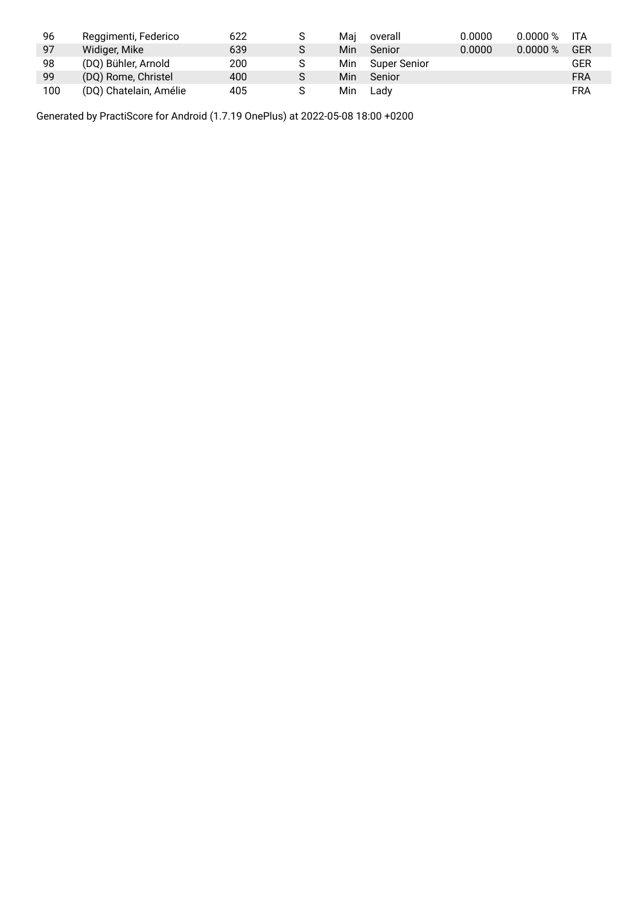| | | | | | | | | |
|---|---|---|---|---|---|---|---|---|
| 96 | Reggimenti, Federico | 622 | S | Maj | overall | 0.0000 | 0.0000 % | ITA |
| 97 | Widiger, Mike | 639 | S | Min | Senior | 0.0000 | 0.0000 % | GER |
| 98 | (DQ) Bühler, Arnold | 200 | S | Min | Super Senior | | | GER |
| 99 | (DQ) Rome, Christel | 400 | S | Min | Senior | | | FRA |
| 100 | (DQ) Chatelain, Amélie | 405 | S | Min | Lady | | | FRA |

Generated by PractiScore for Android (1.7.19 OnePlus) at 2022-05-08 18:00 +0200